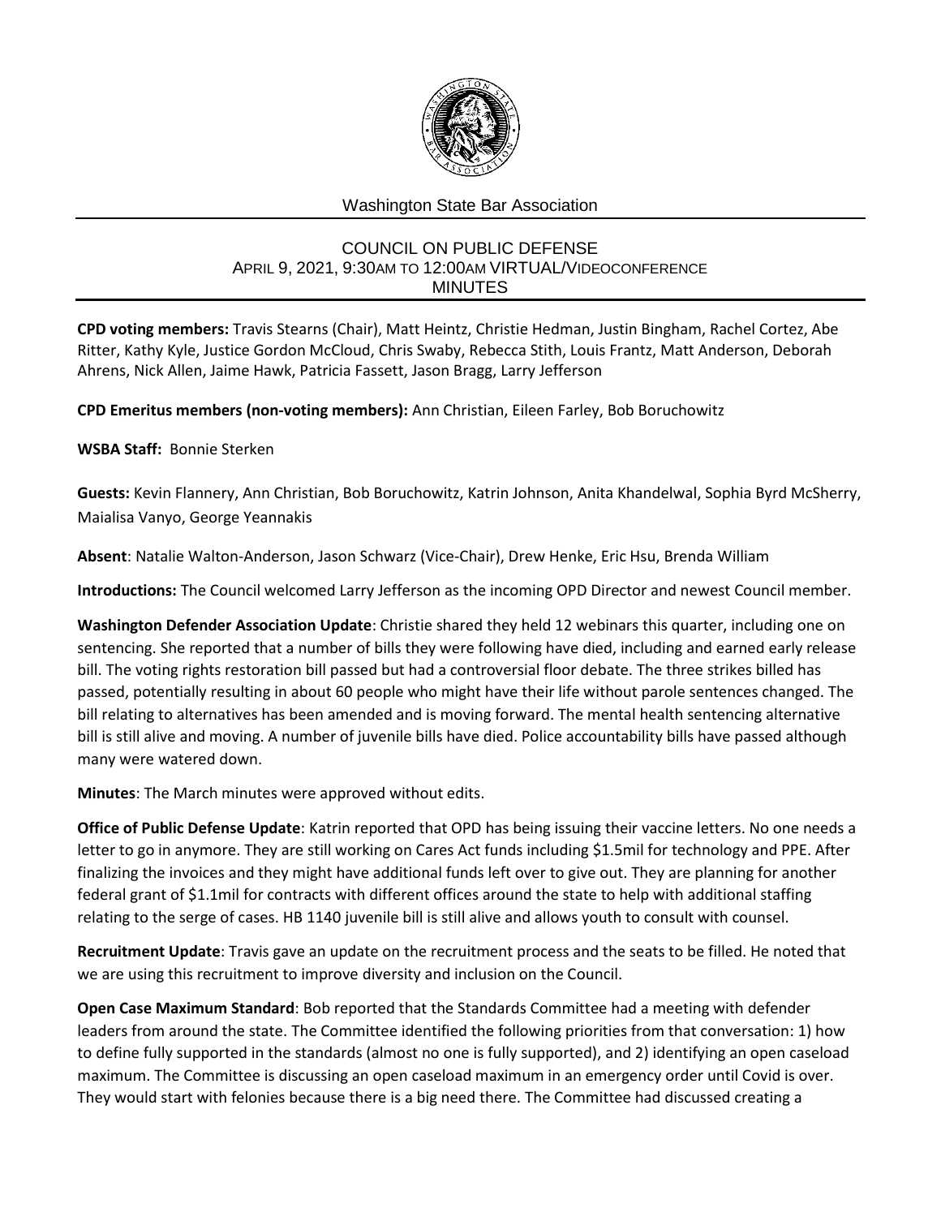Washington State Bar Association

# COUNCIL ON PUBLIC DEFENSE
## APRIL 9, 2021, 9:30AM TO 12:00AM VIRTUAL/VIDEOCONFERENCE
## MINUTES

**CPD voting members:** Travis Stearns (Chair), Matt Heintz, Christie Hedman, Justin Bingham, Rachel Cortez, Abe Ritter, Kathy Kyle, Justice Gordon McCloud, Chris Swaby, Rebecca Stith, Louis Frantz, Matt Anderson, Deborah Ahrens, Nick Allen, Jaime Hawk, Patricia Fassett, Jason Bragg, Larry Jefferson

**CPD Emeritus members (non-voting members):** Ann Christian, Eileen Farley, Bob Boruchowitz

**WSBA Staff:** Bonnie Sterken

**Guests:** Kevin Flannery, Ann Christian, Bob Boruchowitz, Katrin Johnson, Anita Khandelwal, Sophia Byrd McSherry, Maialisa Vanyo, George Yeannakis

**Absent**: Natalie Walton-Anderson, Jason Schwarz (Vice-Chair), Drew Henke, Eric Hsu, Brenda William

**Introductions:** The Council welcomed Larry Jefferson as the incoming OPD Director and newest Council member.

**Washington Defender Association Update**: Christie shared they held 12 webinars this quarter, including one on sentencing. She reported that a number of bills they were following have died, including and earned early release bill. The voting rights restoration bill passed but had a controversial floor debate. The three strikes billed has passed, potentially resulting in about 60 people who might have their life without parole sentences changed. The bill relating to alternatives has been amended and is moving forward. The mental health sentencing alternative bill is still alive and moving. A number of juvenile bills have died. Police accountability bills have passed although many were watered down.

**Minutes**: The March minutes were approved without edits.

**Office of Public Defense Update**: Katrin reported that OPD has being issuing their vaccine letters. No one needs a letter to go in anymore. They are still working on Cares Act funds including $1.5mil for technology and PPE. After finalizing the invoices and they might have additional funds left over to give out. They are planning for another federal grant of $1.1mil for contracts with different offices around the state to help with additional staffing relating to the serge of cases. HB 1140 juvenile bill is still alive and allows youth to consult with counsel.

**Recruitment Update**: Travis gave an update on the recruitment process and the seats to be filled. He noted that we are using this recruitment to improve diversity and inclusion on the Council.

**Open Case Maximum Standard**: Bob reported that the Standards Committee had a meeting with defender leaders from around the state. The Committee identified the following priorities from that conversation: 1) how to define fully supported in the standards (almost no one is fully supported), and 2) identifying an open caseload maximum. The Committee is discussing an open caseload maximum in an emergency order until Covid is over. They would start with felonies because there is a big need there. The Committee had discussed creating a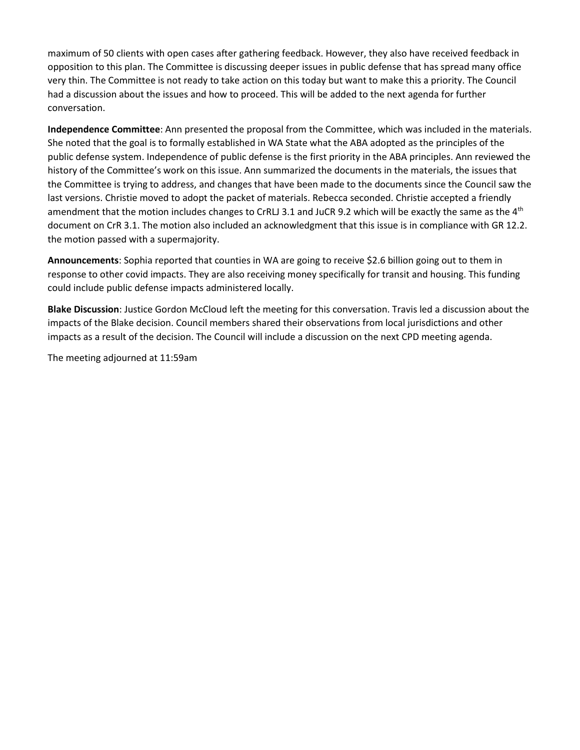maximum of 50 clients with open cases after gathering feedback. However, they also have received feedback in opposition to this plan. The Committee is discussing deeper issues in public defense that has spread many office very thin. The Committee is not ready to take action on this today but want to make this a priority. The Council had a discussion about the issues and how to proceed. This will be added to the next agenda for further conversation.

**Independence Committee**: Ann presented the proposal from the Committee, which was included in the materials. She noted that the goal is to formally established in WA State what the ABA adopted as the principles of the public defense system. Independence of public defense is the first priority in the ABA principles. Ann reviewed the history of the Committee's work on this issue. Ann summarized the documents in the materials, the issues that the Committee is trying to address, and changes that have been made to the documents since the Council saw the last versions. Christie moved to adopt the packet of materials. Rebecca seconded. Christie accepted a friendly amendment that the motion includes changes to CrRLJ 3.1 and JuCR 9.2 which will be exactly the same as the 4th document on CrR 3.1. The motion also included an acknowledgment that this issue is in compliance with GR 12.2. the motion passed with a supermajority.

**Announcements**: Sophia reported that counties in WA are going to receive $2.6 billion going out to them in response to other covid impacts. They are also receiving money specifically for transit and housing. This funding could include public defense impacts administered locally.

**Blake Discussion**: Justice Gordon McCloud left the meeting for this conversation. Travis led a discussion about the impacts of the Blake decision. Council members shared their observations from local jurisdictions and other impacts as a result of the decision. The Council will include a discussion on the next CPD meeting agenda.

The meeting adjourned at 11:59am